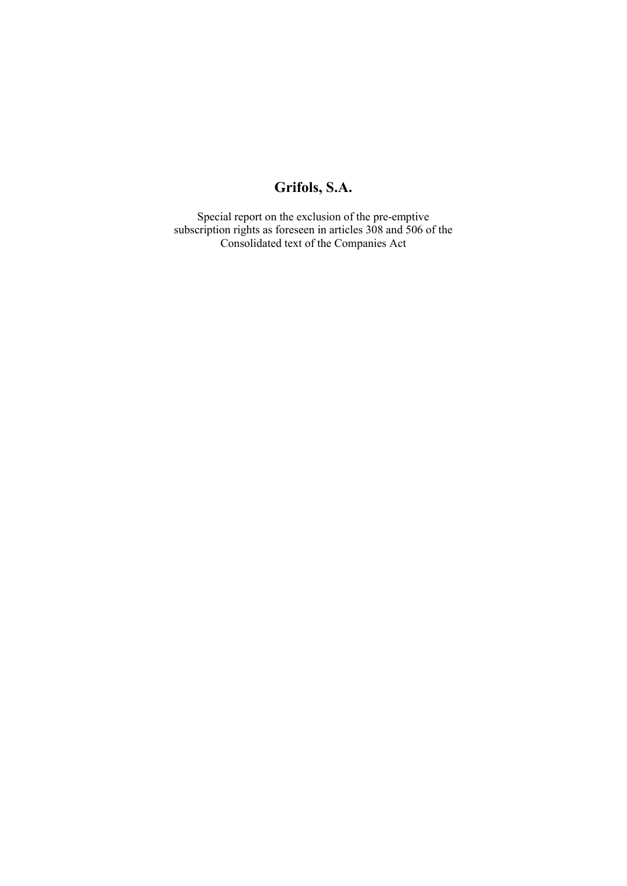# Grifols, S.A.

Special report on the exclusion of the pre-emptive subscription rights as foreseen in articles 308 and 506 of the Consolidated text of the Companies Act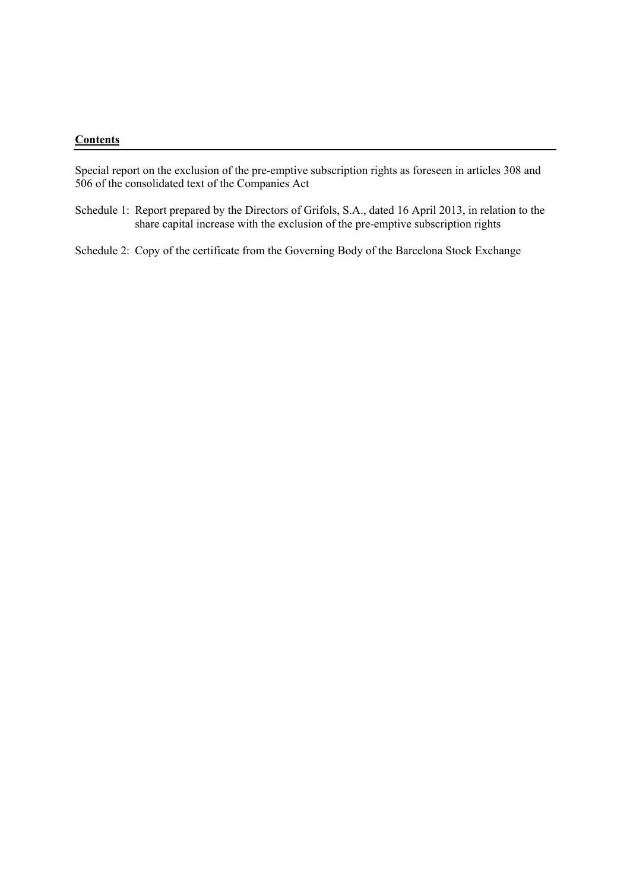**Contents**

Special report on the exclusion of the pre-emptive subscription rights as foreseen in articles 308 and 506 of the consolidated text of the Companies Act

Schedule 1: Report prepared by the Directors of Grifols, S.A., dated 16 April 2013, in relation to the share capital increase with the exclusion of the pre-emptive subscription rights

Schedule 2: Copy of the certificate from the Governing Body of the Barcelona Stock Exchange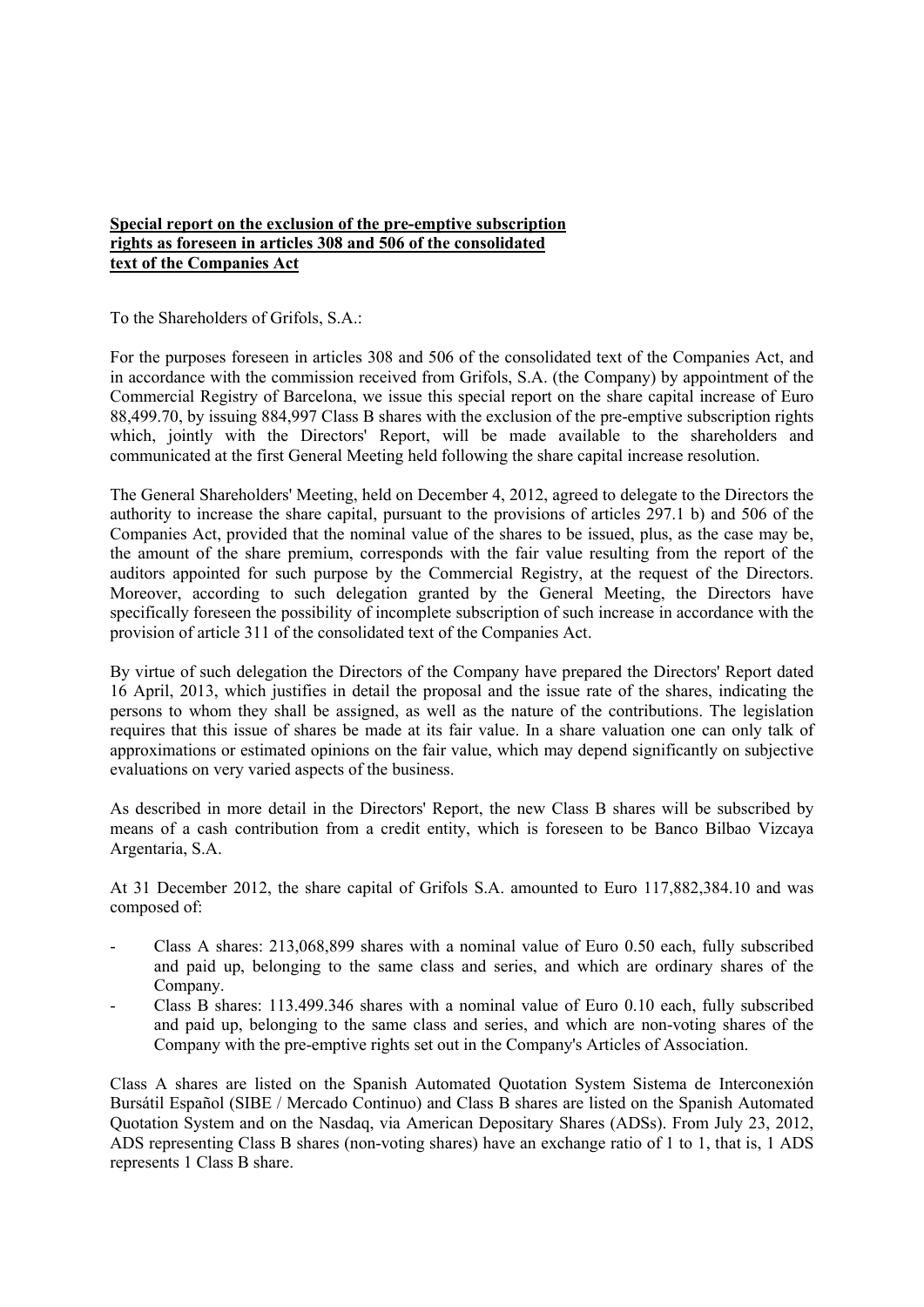**Special report on the exclusion of the pre-emptive subscription rights as foreseen in articles 308 and 506 of the consolidated text of the Companies Act**

To the Shareholders of Grifols, S.A.:

For the purposes foreseen in articles 308 and 506 of the consolidated text of the Companies Act, and in accordance with the commission received from Grifols, S.A. (the Company) by appointment of the Commercial Registry of Barcelona, we issue this special report on the share capital increase of Euro 88,499.70, by issuing 884,997 Class B shares with the exclusion of the pre-emptive subscription rights which, jointly with the Directors' Report, will be made available to the shareholders and communicated at the first General Meeting held following the share capital increase resolution.

The General Shareholders' Meeting, held on December 4, 2012, agreed to delegate to the Directors the authority to increase the share capital, pursuant to the provisions of articles 297.1 b) and 506 of the Companies Act, provided that the nominal value of the shares to be issued, plus, as the case may be, the amount of the share premium, corresponds with the fair value resulting from the report of the auditors appointed for such purpose by the Commercial Registry, at the request of the Directors. Moreover, according to such delegation granted by the General Meeting, the Directors have specifically foreseen the possibility of incomplete subscription of such increase in accordance with the provision of article 311 of the consolidated text of the Companies Act.

By virtue of such delegation the Directors of the Company have prepared the Directors' Report dated 16 April, 2013, which justifies in detail the proposal and the issue rate of the shares, indicating the persons to whom they shall be assigned, as well as the nature of the contributions. The legislation requires that this issue of shares be made at its fair value. In a share valuation one can only talk of approximations or estimated opinions on the fair value, which may depend significantly on subjective evaluations on very varied aspects of the business.

As described in more detail in the Directors' Report, the new Class B shares will be subscribed by means of a cash contribution from a credit entity, which is foreseen to be Banco Bilbao Vizcaya Argentaria, S.A.

At 31 December 2012, the share capital of Grifols S.A. amounted to Euro 117,882,384.10 and was composed of:

- Class A shares: 213,068,899 shares with a nominal value of Euro 0.50 each, fully subscribed and paid up, belonging to the same class and series, and which are ordinary shares of the Company.
- Class B shares: 113.499.346 shares with a nominal value of Euro 0.10 each, fully subscribed and paid up, belonging to the same class and series, and which are non-voting shares of the Company with the pre-emptive rights set out in the Company's Articles of Association.

Class A shares are listed on the Spanish Automated Quotation System Sistema de Interconexión Bursátil Español (SIBE / Mercado Continuo) and Class B shares are listed on the Spanish Automated Quotation System and on the Nasdaq, via American Depositary Shares (ADSs). From July 23, 2012, ADS representing Class B shares (non-voting shares) have an exchange ratio of 1 to 1, that is, 1 ADS represents 1 Class B share.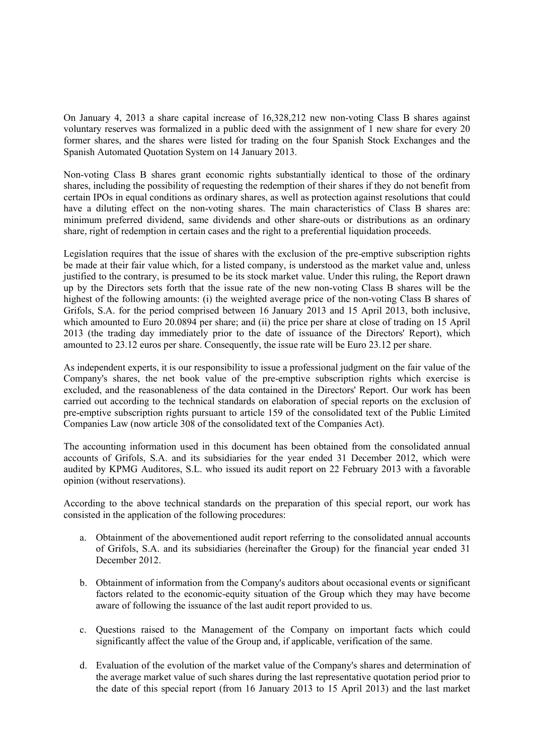On January 4, 2013 a share capital increase of 16,328,212 new non-voting Class B shares against voluntary reserves was formalized in a public deed with the assignment of 1 new share for every 20 former shares, and the shares were listed for trading on the four Spanish Stock Exchanges and the Spanish Automated Quotation System on 14 January 2013.

Non-voting Class B shares grant economic rights substantially identical to those of the ordinary shares, including the possibility of requesting the redemption of their shares if they do not benefit from certain IPOs in equal conditions as ordinary shares, as well as protection against resolutions that could have a diluting effect on the non-voting shares. The main characteristics of Class B shares are: minimum preferred dividend, same dividends and other share-outs or distributions as an ordinary share, right of redemption in certain cases and the right to a preferential liquidation proceeds.

Legislation requires that the issue of shares with the exclusion of the pre-emptive subscription rights be made at their fair value which, for a listed company, is understood as the market value and, unless justified to the contrary, is presumed to be its stock market value. Under this ruling, the Report drawn up by the Directors sets forth that the issue rate of the new non-voting Class B shares will be the highest of the following amounts: (i) the weighted average price of the non-voting Class B shares of Grifols, S.A. for the period comprised between 16 January 2013 and 15 April 2013, both inclusive, which amounted to Euro 20.0894 per share; and (ii) the price per share at close of trading on 15 April 2013 (the trading day immediately prior to the date of issuance of the Directors' Report), which amounted to 23.12 euros per share. Consequently, the issue rate will be Euro 23.12 per share.

As independent experts, it is our responsibility to issue a professional judgment on the fair value of the Company's shares, the net book value of the pre-emptive subscription rights which exercise is excluded, and the reasonableness of the data contained in the Directors' Report. Our work has been carried out according to the technical standards on elaboration of special reports on the exclusion of pre-emptive subscription rights pursuant to article 159 of the consolidated text of the Public Limited Companies Law (now article 308 of the consolidated text of the Companies Act).

The accounting information used in this document has been obtained from the consolidated annual accounts of Grifols, S.A. and its subsidiaries for the year ended 31 December 2012, which were audited by KPMG Auditores, S.L. who issued its audit report on 22 February 2013 with a favorable opinion (without reservations).

According to the above technical standards on the preparation of this special report, our work has consisted in the application of the following procedures:

a. Obtainment of the abovementioned audit report referring to the consolidated annual accounts of Grifols, S.A. and its subsidiaries (hereinafter the Group) for the financial year ended 31 December 2012.

b. Obtainment of information from the Company's auditors about occasional events or significant factors related to the economic-equity situation of the Group which they may have become aware of following the issuance of the last audit report provided to us.

c. Questions raised to the Management of the Company on important facts which could significantly affect the value of the Group and, if applicable, verification of the same.

d. Evaluation of the evolution of the market value of the Company's shares and determination of the average market value of such shares during the last representative quotation period prior to the date of this special report (from 16 January 2013 to 15 April 2013) and the last market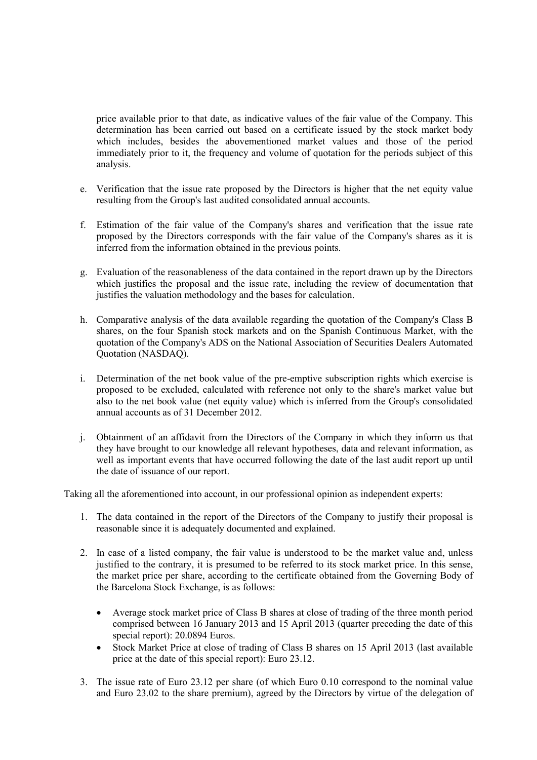price available prior to that date, as indicative values of the fair value of the Company. This determination has been carried out based on a certificate issued by the stock market body which includes, besides the abovementioned market values and those of the period immediately prior to it, the frequency and volume of quotation for the periods subject of this analysis.

e. Verification that the issue rate proposed by the Directors is higher that the net equity value resulting from the Group's last audited consolidated annual accounts.

f. Estimation of the fair value of the Company's shares and verification that the issue rate proposed by the Directors corresponds with the fair value of the Company's shares as it is inferred from the information obtained in the previous points.

g. Evaluation of the reasonableness of the data contained in the report drawn up by the Directors which justifies the proposal and the issue rate, including the review of documentation that justifies the valuation methodology and the bases for calculation.

h. Comparative analysis of the data available regarding the quotation of the Company's Class B shares, on the four Spanish stock markets and on the Spanish Continuous Market, with the quotation of the Company's ADS on the National Association of Securities Dealers Automated Quotation (NASDAQ).

i. Determination of the net book value of the pre-emptive subscription rights which exercise is proposed to be excluded, calculated with reference not only to the share's market value but also to the net book value (net equity value) which is inferred from the Group's consolidated annual accounts as of 31 December 2012.

j. Obtainment of an affidavit from the Directors of the Company in which they inform us that they have brought to our knowledge all relevant hypotheses, data and relevant information, as well as important events that have occurred following the date of the last audit report up until the date of issuance of our report.

Taking all the aforementioned into account, in our professional opinion as independent experts:

1. The data contained in the report of the Directors of the Company to justify their proposal is reasonable since it is adequately documented and explained.

2. In case of a listed company, the fair value is understood to be the market value and, unless justified to the contrary, it is presumed to be referred to its stock market price. In this sense, the market price per share, according to the certificate obtained from the Governing Body of the Barcelona Stock Exchange, is as follows:

   - Average stock market price of Class B shares at close of trading of the three month period comprised between 16 January 2013 and 15 April 2013 (quarter preceding the date of this special report): 20.0894 Euros.
   - Stock Market Price at close of trading of Class B shares on 15 April 2013 (last available price at the date of this special report): Euro 23.12.

3. The issue rate of Euro 23.12 per share (of which Euro 0.10 correspond to the nominal value and Euro 23.02 to the share premium), agreed by the Directors by virtue of the delegation of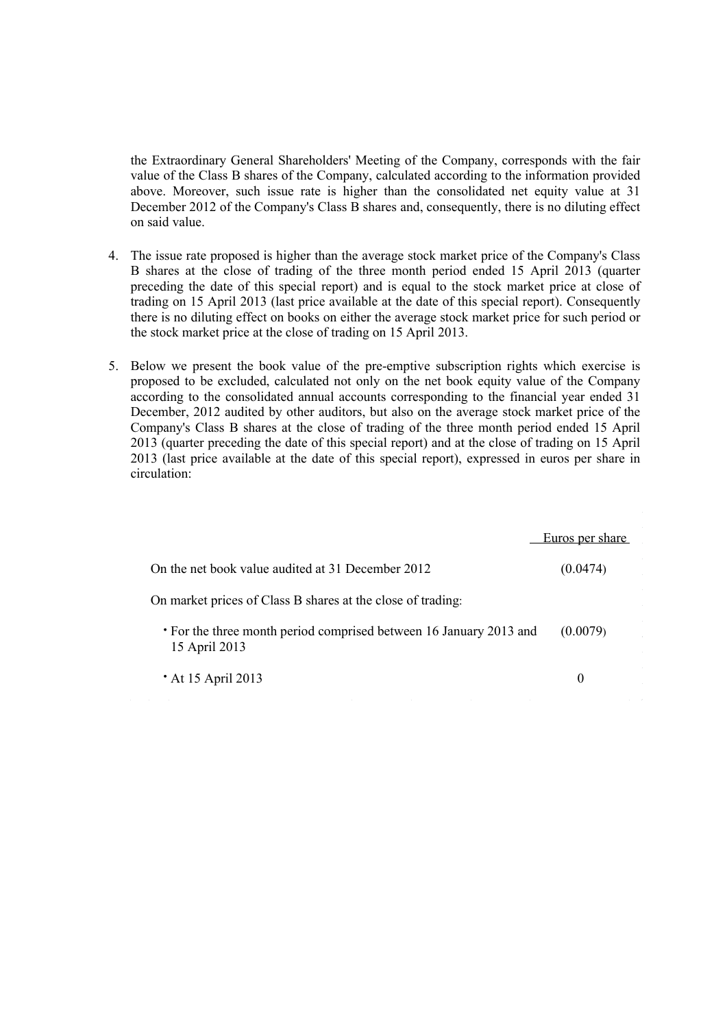the Extraordinary General Shareholders' Meeting of the Company, corresponds with the fair value of the Class B shares of the Company, calculated according to the information provided above. Moreover, such issue rate is higher than the consolidated net equity value at 31 December 2012 of the Company's Class B shares and, consequently, there is no diluting effect on said value.

4. The issue rate proposed is higher than the average stock market price of the Company's Class B shares at the close of trading of the three month period ended 15 April 2013 (quarter preceding the date of this special report) and is equal to the stock market price at close of trading on 15 April 2013 (last price available at the date of this special report). Consequently there is no diluting effect on books on either the average stock market price for such period or the stock market price at the close of trading on 15 April 2013.

5. Below we present the book value of the pre-emptive subscription rights which exercise is proposed to be excluded, calculated not only on the net book equity value of the Company according to the consolidated annual accounts corresponding to the financial year ended 31 December, 2012 audited by other auditors, but also on the average stock market price of the Company's Class B shares at the close of trading of the three month period ended 15 April 2013 (quarter preceding the date of this special report) and at the close of trading on 15 April 2013 (last price available at the date of this special report), expressed in euros per share in circulation:

| | Euros per share |
|---|---|
| On the net book value audited at 31 December 2012 | (0.0474) |
| On market prices of Class B shares at the close of trading: | |
| • For the three month period comprised between 16 January 2013 and 15 April 2013 | (0.0079) |
| • At 15 April 2013 | 0 |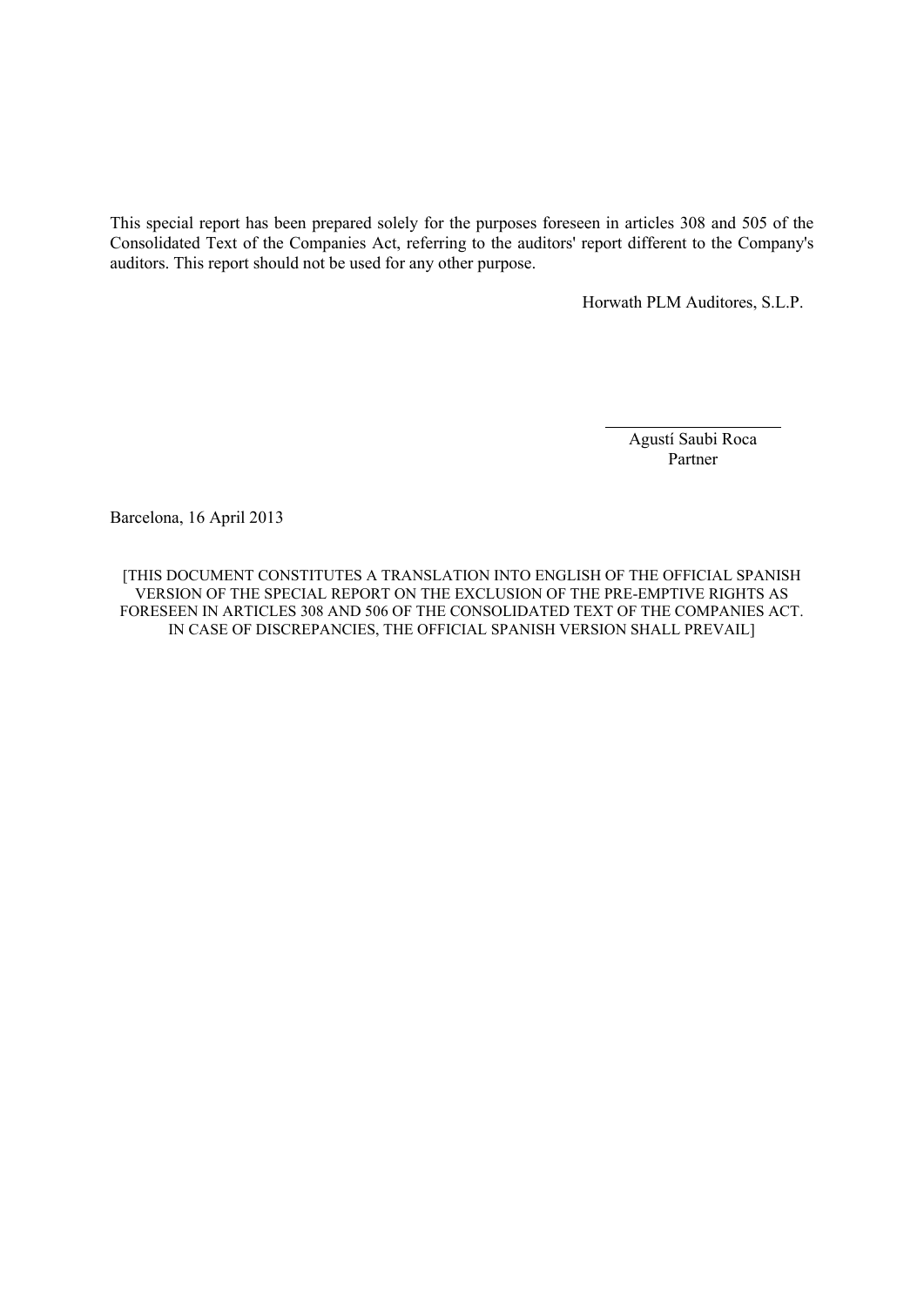This special report has been prepared solely for the purposes foreseen in articles 308 and 505 of the Consolidated Text of the Companies Act, referring to the auditors' report different to the Company's auditors. This report should not be used for any other purpose.

Horwath PLM Auditores, S.L.P.

Agustí Saubi Roca
Partner

Barcelona, 16 April 2013

[THIS DOCUMENT CONSTITUTES A TRANSLATION INTO ENGLISH OF THE OFFICIAL SPANISH VERSION OF THE SPECIAL REPORT ON THE EXCLUSION OF THE PRE-EMPTIVE RIGHTS AS FORESEEN IN ARTICLES 308 AND 506 OF THE CONSOLIDATED TEXT OF THE COMPANIES ACT. IN CASE OF DISCREPANCIES, THE OFFICIAL SPANISH VERSION SHALL PREVAIL]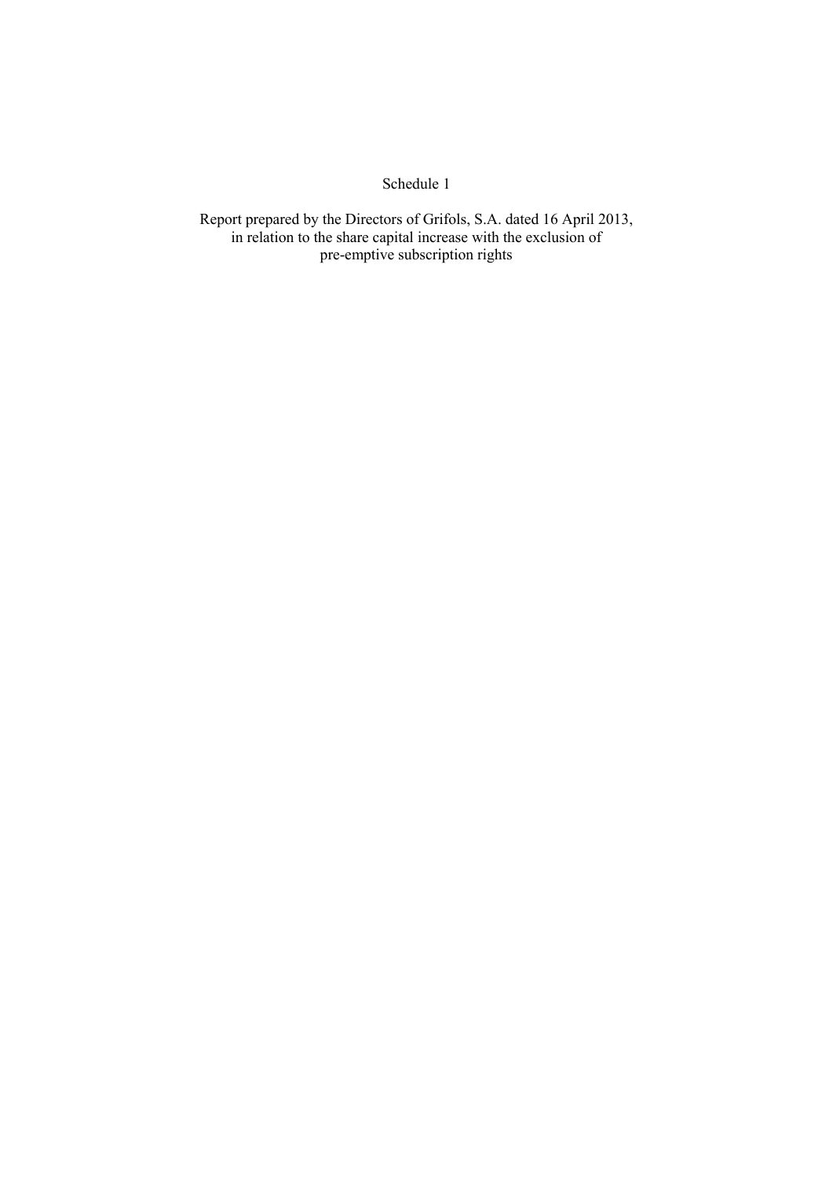Schedule 1

Report prepared by the Directors of Grifols, S.A. dated 16 April 2013, in relation to the share capital increase with the exclusion of pre-emptive subscription rights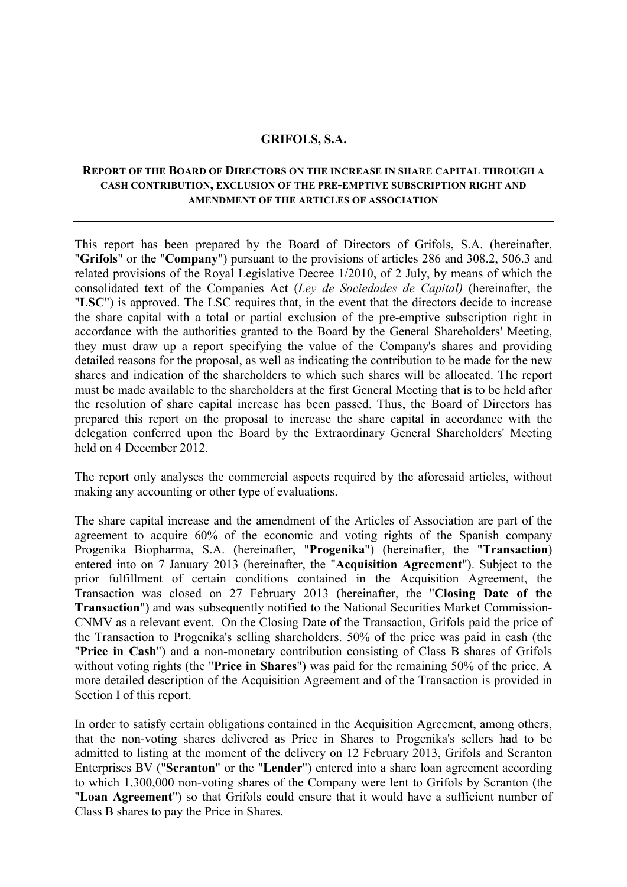# GRIFOLS, S.A.

## REPORT OF THE BOARD OF DIRECTORS ON THE INCREASE IN SHARE CAPITAL THROUGH A CASH CONTRIBUTION, EXCLUSION OF THE PRE-EMPTIVE SUBSCRIPTION RIGHT AND AMENDMENT OF THE ARTICLES OF ASSOCIATION

---

This report has been prepared by the Board of Directors of Grifols, S.A. (hereinafter, "**Grifols**" or the "**Company**") pursuant to the provisions of articles 286 and 308.2, 506.3 and related provisions of the Royal Legislative Decree 1/2010, of 2 July, by means of which the consolidated text of the Companies Act (*Ley de Sociedades de Capital)* (hereinafter, the "**LSC**") is approved. The LSC requires that, in the event that the directors decide to increase the share capital with a total or partial exclusion of the pre-emptive subscription right in accordance with the authorities granted to the Board by the General Shareholders' Meeting, they must draw up a report specifying the value of the Company's shares and providing detailed reasons for the proposal, as well as indicating the contribution to be made for the new shares and indication of the shareholders to which such shares will be allocated. The report must be made available to the shareholders at the first General Meeting that is to be held after the resolution of share capital increase has been passed. Thus, the Board of Directors has prepared this report on the proposal to increase the share capital in accordance with the delegation conferred upon the Board by the Extraordinary General Shareholders' Meeting held on 4 December 2012.

The report only analyses the commercial aspects required by the aforesaid articles, without making any accounting or other type of evaluations.

The share capital increase and the amendment of the Articles of Association are part of the agreement to acquire 60% of the economic and voting rights of the Spanish company Progenika Biopharma, S.A. (hereinafter, "**Progenika**") (hereinafter, the "**Transaction**) entered into on 7 January 2013 (hereinafter, the "**Acquisition Agreement**"). Subject to the prior fulfillment of certain conditions contained in the Acquisition Agreement, the Transaction was closed on 27 February 2013 (hereinafter, the "**Closing Date of the Transaction**") and was subsequently notified to the National Securities Market Commission-CNMV as a relevant event. On the Closing Date of the Transaction, Grifols paid the price of the Transaction to Progenika's selling shareholders. 50% of the price was paid in cash (the "**Price in Cash**") and a non-monetary contribution consisting of Class B shares of Grifols without voting rights (the "**Price in Shares**") was paid for the remaining 50% of the price. A more detailed description of the Acquisition Agreement and of the Transaction is provided in Section I of this report.

In order to satisfy certain obligations contained in the Acquisition Agreement, among others, that the non-voting shares delivered as Price in Shares to Progenika's sellers had to be admitted to listing at the moment of the delivery on 12 February 2013, Grifols and Scranton Enterprises BV ("**Scranton**" or the "**Lender**") entered into a share loan agreement according to which 1,300,000 non-voting shares of the Company were lent to Grifols by Scranton (the "**Loan Agreement**") so that Grifols could ensure that it would have a sufficient number of Class B shares to pay the Price in Shares.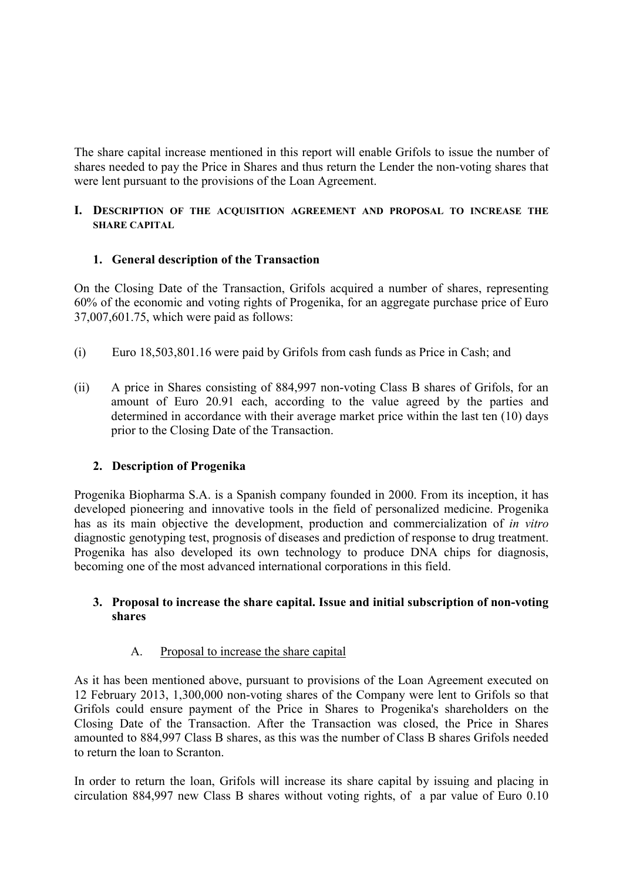The share capital increase mentioned in this report will enable Grifols to issue the number of shares needed to pay the Price in Shares and thus return the Lender the non-voting shares that were lent pursuant to the provisions of the Loan Agreement.

# I. Description of the acquisition agreement and proposal to increase the share capital

## 1. General description of the Transaction

On the Closing Date of the Transaction, Grifols acquired a number of shares, representing 60% of the economic and voting rights of Progenika, for an aggregate purchase price of Euro 37,007,601.75, which were paid as follows:

(i) Euro 18,503,801.16 were paid by Grifols from cash funds as Price in Cash; and

(ii) A price in Shares consisting of 884,997 non-voting Class B shares of Grifols, for an amount of Euro 20.91 each, according to the value agreed by the parties and determined in accordance with their average market price within the last ten (10) days prior to the Closing Date of the Transaction.

## 2. Description of Progenika

Progenika Biopharma S.A. is a Spanish company founded in 2000. From its inception, it has developed pioneering and innovative tools in the field of personalized medicine. Progenika has as its main objective the development, production and commercialization of *in vitro* diagnostic genotyping test, prognosis of diseases and prediction of response to drug treatment. Progenika has also developed its own technology to produce DNA chips for diagnosis, becoming one of the most advanced international corporations in this field.

## 3. Proposal to increase the share capital. Issue and initial subscription of non-voting shares

### A. Proposal to increase the share capital

As it has been mentioned above, pursuant to provisions of the Loan Agreement executed on 12 February 2013, 1,300,000 non-voting shares of the Company were lent to Grifols so that Grifols could ensure payment of the Price in Shares to Progenika's shareholders on the Closing Date of the Transaction. After the Transaction was closed, the Price in Shares amounted to 884,997 Class B shares, as this was the number of Class B shares Grifols needed to return the loan to Scranton.

In order to return the loan, Grifols will increase its share capital by issuing and placing in circulation 884,997 new Class B shares without voting rights, of a par value of Euro 0.10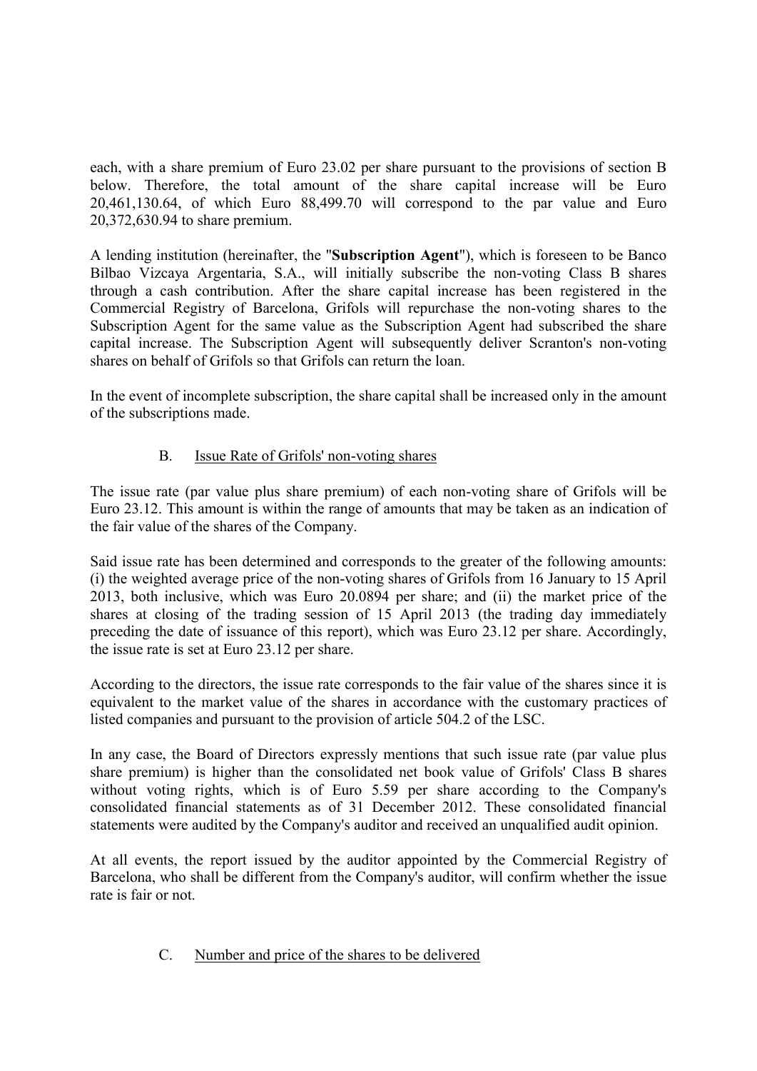each, with a share premium of Euro 23.02 per share pursuant to the provisions of section B below. Therefore, the total amount of the share capital increase will be Euro 20,461,130.64, of which Euro 88,499.70 will correspond to the par value and Euro 20,372,630.94 to share premium.

A lending institution (hereinafter, the "**Subscription Agent**"), which is foreseen to be Banco Bilbao Vizcaya Argentaria, S.A., will initially subscribe the non-voting Class B shares through a cash contribution. After the share capital increase has been registered in the Commercial Registry of Barcelona, Grifols will repurchase the non-voting shares to the Subscription Agent for the same value as the Subscription Agent had subscribed the share capital increase. The Subscription Agent will subsequently deliver Scranton's non-voting shares on behalf of Grifols so that Grifols can return the loan.

In the event of incomplete subscription, the share capital shall be increased only in the amount of the subscriptions made.

B. Issue Rate of Grifols' non-voting shares

The issue rate (par value plus share premium) of each non-voting share of Grifols will be Euro 23.12. This amount is within the range of amounts that may be taken as an indication of the fair value of the shares of the Company.

Said issue rate has been determined and corresponds to the greater of the following amounts: (i) the weighted average price of the non-voting shares of Grifols from 16 January to 15 April 2013, both inclusive, which was Euro 20.0894 per share; and (ii) the market price of the shares at closing of the trading session of 15 April 2013 (the trading day immediately preceding the date of issuance of this report), which was Euro 23.12 per share. Accordingly, the issue rate is set at Euro 23.12 per share.

According to the directors, the issue rate corresponds to the fair value of the shares since it is equivalent to the market value of the shares in accordance with the customary practices of listed companies and pursuant to the provision of article 504.2 of the LSC.

In any case, the Board of Directors expressly mentions that such issue rate (par value plus share premium) is higher than the consolidated net book value of Grifols' Class B shares without voting rights, which is of Euro 5.59 per share according to the Company's consolidated financial statements as of 31 December 2012. These consolidated financial statements were audited by the Company's auditor and received an unqualified audit opinion.

At all events, the report issued by the auditor appointed by the Commercial Registry of Barcelona, who shall be different from the Company's auditor, will confirm whether the issue rate is fair or not.

C. Number and price of the shares to be delivered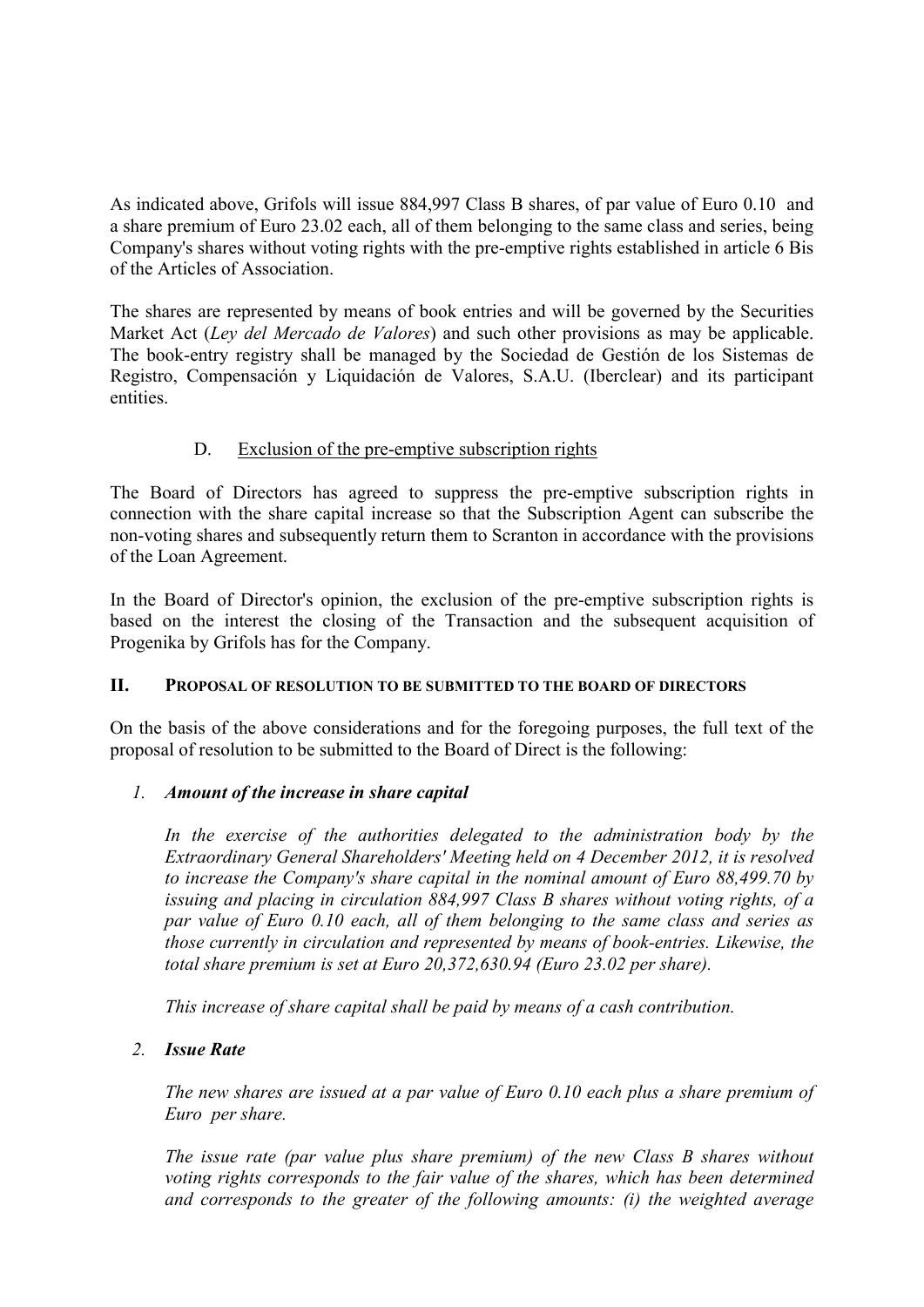As indicated above, Grifols will issue 884,997 Class B shares, of par value of Euro 0.10 and a share premium of Euro 23.02 each, all of them belonging to the same class and series, being Company's shares without voting rights with the pre-emptive rights established in article 6 Bis of the Articles of Association.

The shares are represented by means of book entries and will be governed by the Securities Market Act (*Ley del Mercado de Valores*) and such other provisions as may be applicable. The book-entry registry shall be managed by the Sociedad de Gestión de los Sistemas de Registro, Compensación y Liquidación de Valores, S.A.U. (Iberclear) and its participant entities.

D. Exclusion of the pre-emptive subscription rights

The Board of Directors has agreed to suppress the pre-emptive subscription rights in connection with the share capital increase so that the Subscription Agent can subscribe the non-voting shares and subsequently return them to Scranton in accordance with the provisions of the Loan Agreement.

In the Board of Director's opinion, the exclusion of the pre-emptive subscription rights is based on the interest the closing of the Transaction and the subsequent acquisition of Progenika by Grifols has for the Company.

## II. PROPOSAL OF RESOLUTION TO BE SUBMITTED TO THE BOARD OF DIRECTORS

On the basis of the above considerations and for the foregoing purposes, the full text of the proposal of resolution to be submitted to the Board of Direct is the following:

1. ***Amount of the increase in share capital***

   *In the exercise of the authorities delegated to the administration body by the Extraordinary General Shareholders' Meeting held on 4 December 2012, it is resolved to increase the Company's share capital in the nominal amount of Euro 88,499.70 by issuing and placing in circulation 884,997 Class B shares without voting rights, of a par value of Euro 0.10 each, all of them belonging to the same class and series as those currently in circulation and represented by means of book-entries. Likewise, the total share premium is set at Euro 20,372,630.94 (Euro 23.02 per share).*

   *This increase of share capital shall be paid by means of a cash contribution.*

2. ***Issue Rate***

   *The new shares are issued at a par value of Euro 0.10 each plus a share premium of Euro per share.*

   *The issue rate (par value plus share premium) of the new Class B shares without voting rights corresponds to the fair value of the shares, which has been determined and corresponds to the greater of the following amounts: (i) the weighted average*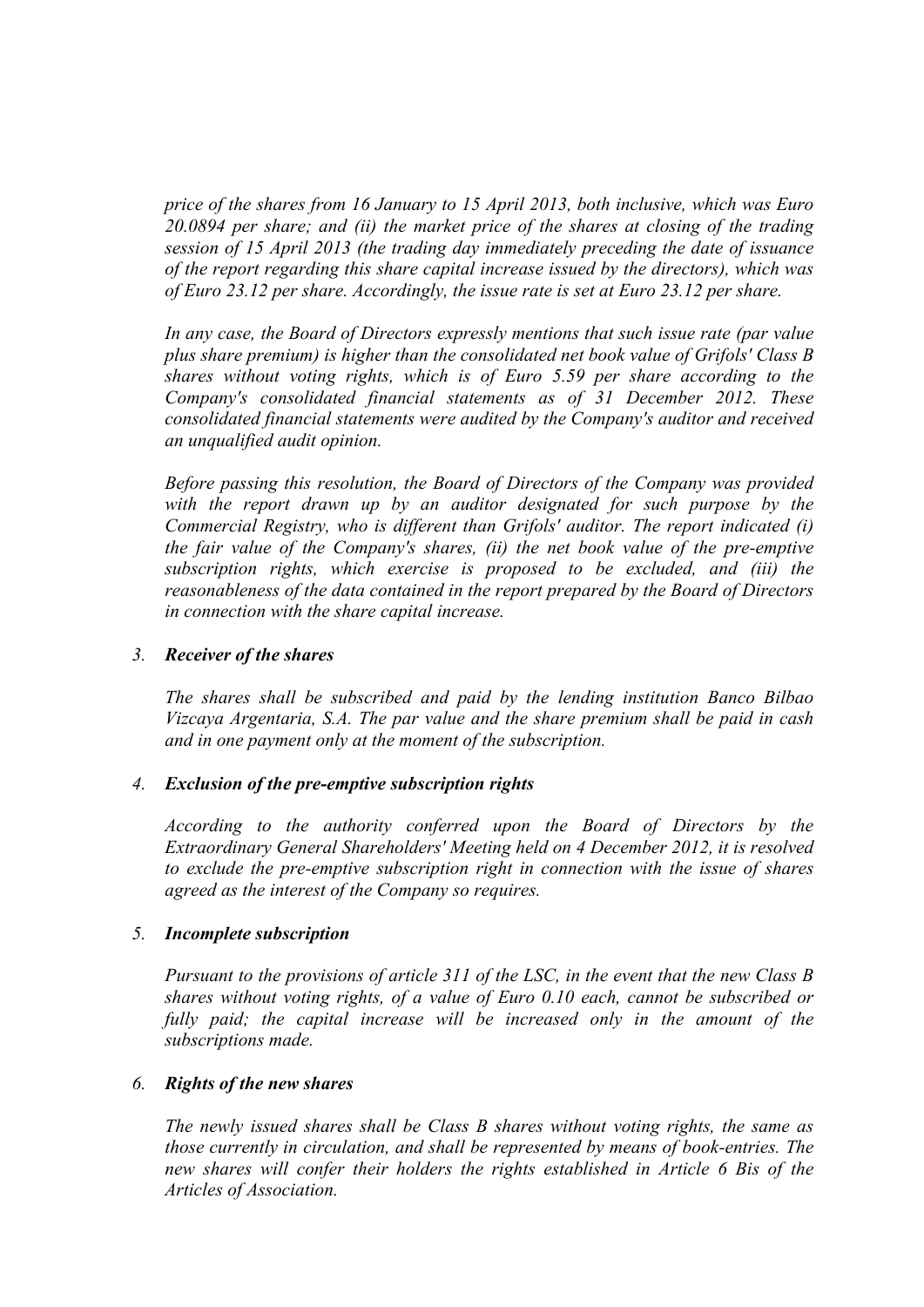*price of the shares from 16 January to 15 April 2013, both inclusive, which was Euro 20.0894 per share; and (ii) the market price of the shares at closing of the trading session of 15 April 2013 (the trading day immediately preceding the date of issuance of the report regarding this share capital increase issued by the directors), which was of Euro 23.12 per share. Accordingly, the issue rate is set at Euro 23.12 per share.*

*In any case, the Board of Directors expressly mentions that such issue rate (par value plus share premium) is higher than the consolidated net book value of Grifols' Class B shares without voting rights, which is of Euro 5.59 per share according to the Company's consolidated financial statements as of 31 December 2012. These consolidated financial statements were audited by the Company's auditor and received an unqualified audit opinion.*

*Before passing this resolution, the Board of Directors of the Company was provided with the report drawn up by an auditor designated for such purpose by the Commercial Registry, who is different than Grifols' auditor. The report indicated (i) the fair value of the Company's shares, (ii) the net book value of the pre-emptive subscription rights, which exercise is proposed to be excluded, and (iii) the reasonableness of the data contained in the report prepared by the Board of Directors in connection with the share capital increase.*

3. ***Receiver of the shares***

*The shares shall be subscribed and paid by the lending institution Banco Bilbao Vizcaya Argentaria, S.A. The par value and the share premium shall be paid in cash and in one payment only at the moment of the subscription.*

4. ***Exclusion of the pre-emptive subscription rights***

*According to the authority conferred upon the Board of Directors by the Extraordinary General Shareholders' Meeting held on 4 December 2012, it is resolved to exclude the pre-emptive subscription right in connection with the issue of shares agreed as the interest of the Company so requires.*

5. ***Incomplete subscription***

*Pursuant to the provisions of article 311 of the LSC, in the event that the new Class B shares without voting rights, of a value of Euro 0.10 each, cannot be subscribed or fully paid; the capital increase will be increased only in the amount of the subscriptions made.*

6. ***Rights of the new shares***

*The newly issued shares shall be Class B shares without voting rights, the same as those currently in circulation, and shall be represented by means of book-entries. The new shares will confer their holders the rights established in Article 6 Bis of the Articles of Association.*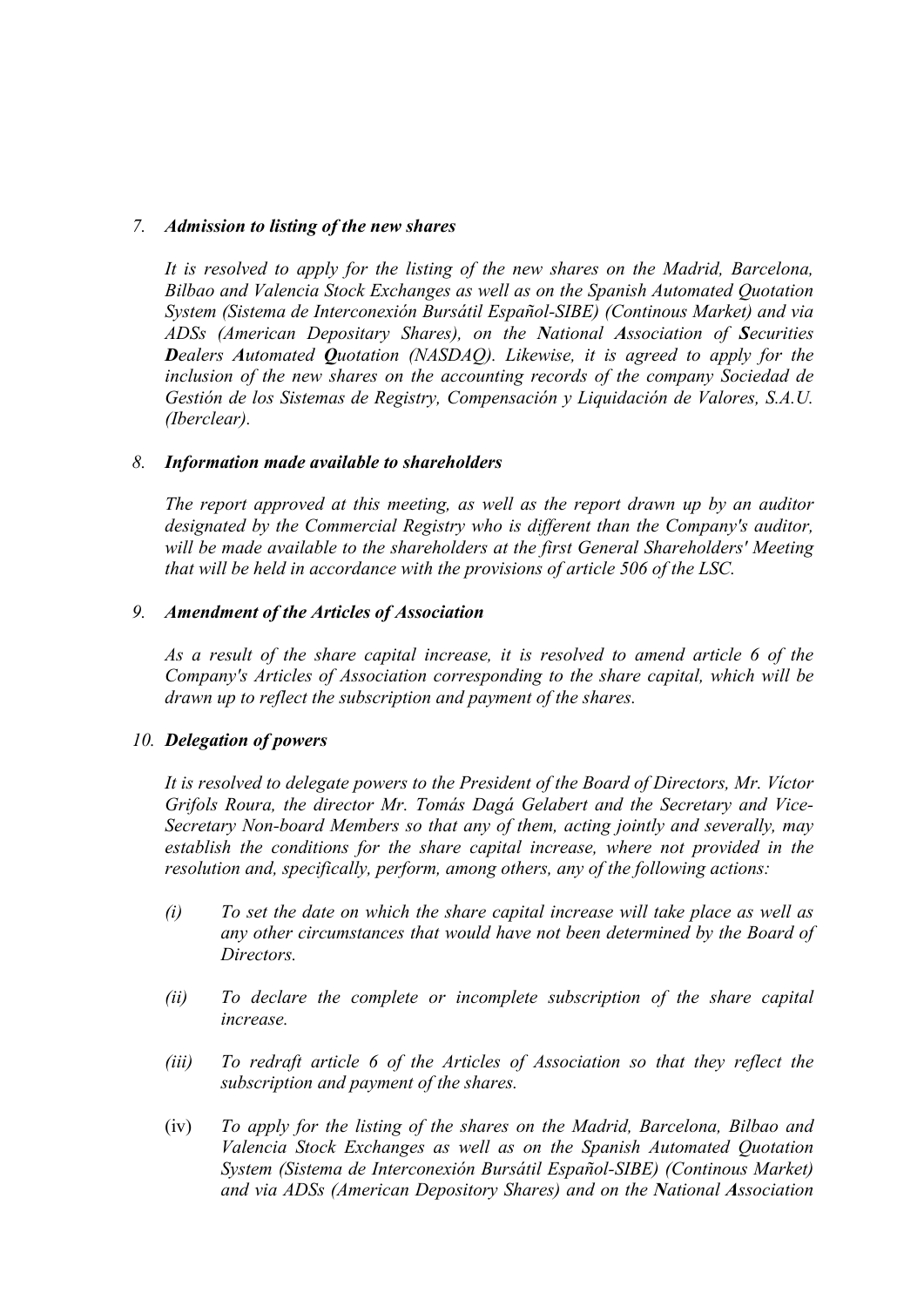7. ***Admission to listing of the new shares***

   *It is resolved to apply for the listing of the new shares on the Madrid, Barcelona, Bilbao and Valencia Stock Exchanges as well as on the Spanish Automated Quotation System (Sistema de Interconexión Bursátil Español-SIBE) (Continous Market) and via ADSs (American Depositary Shares), on the **N**ational **A**ssociation of **S**ecurities **D**ealers **A**utomated **Q**uotation (NASDAQ). Likewise, it is agreed to apply for the inclusion of the new shares on the accounting records of the company Sociedad de Gestión de los Sistemas de Registry, Compensación y Liquidación de Valores, S.A.U. (Iberclear).*

8. ***Information made available to shareholders***

   *The report approved at this meeting, as well as the report drawn up by an auditor designated by the Commercial Registry who is different than the Company's auditor, will be made available to the shareholders at the first General Shareholders' Meeting that will be held in accordance with the provisions of article 506 of the LSC.*

9. ***Amendment of the Articles of Association***

   *As a result of the share capital increase, it is resolved to amend article 6 of the Company's Articles of Association corresponding to the share capital, which will be drawn up to reflect the subscription and payment of the shares.*

10. ***Delegation of powers***

    *It is resolved to delegate powers to the President of the Board of Directors, Mr. Víctor Grifols Roura, the director Mr. Tomás Dagá Gelabert and the Secretary and Vice-Secretary Non-board Members so that any of them, acting jointly and severally, may establish the conditions for the share capital increase, where not provided in the resolution and, specifically, perform, among others, any of the following actions:*

    (i) *To set the date on which the share capital increase will take place as well as any other circumstances that would have not been determined by the Board of Directors.*

    (ii) *To declare the complete or incomplete subscription of the share capital increase.*

    (iii) *To redraft article 6 of the Articles of Association so that they reflect the subscription and payment of the shares.*

    (iv) *To apply for the listing of the shares on the Madrid, Barcelona, Bilbao and Valencia Stock Exchanges as well as on the Spanish Automated Quotation System (Sistema de Interconexión Bursátil Español-SIBE) (Continous Market) and via ADSs (American Depository Shares) and on the **N**ational **A**ssociation*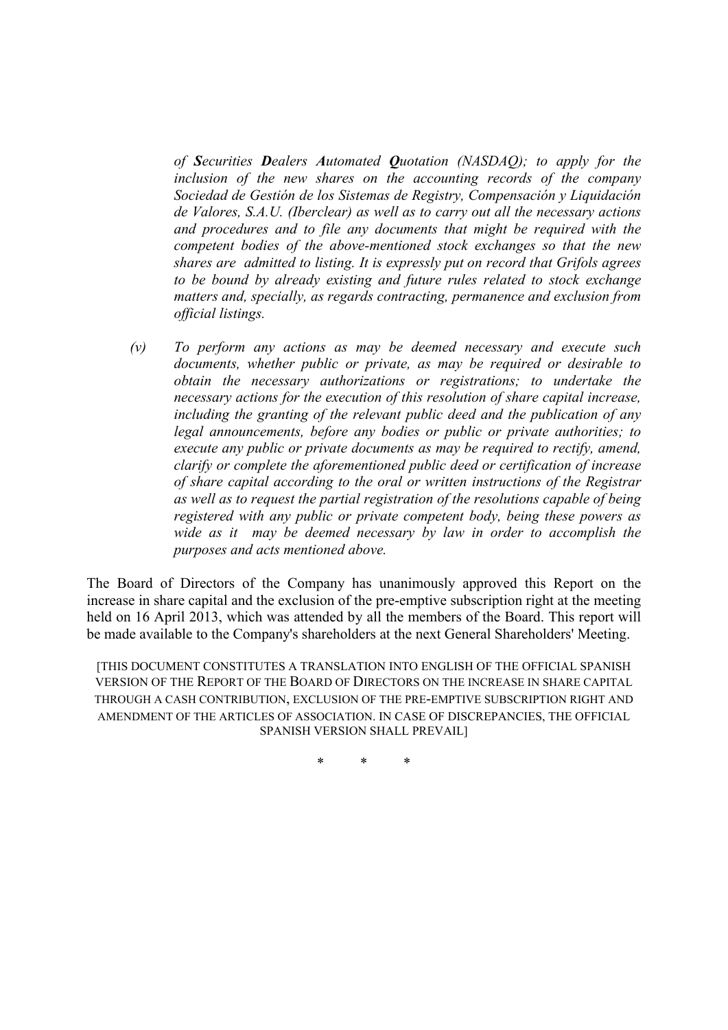*of **S**ecurities **D**ealers **A**utomated **Q**uotation (NASDAQ); to apply for the inclusion of the new shares on the accounting records of the company Sociedad de Gestión de los Sistemas de Registry, Compensación y Liquidación de Valores, S.A.U. (Iberclear) as well as to carry out all the necessary actions and procedures and to file any documents that might be required with the competent bodies of the above-mentioned stock exchanges so that the new shares are admitted to listing. It is expressly put on record that Grifols agrees to be bound by already existing and future rules related to stock exchange matters and, specially, as regards contracting, permanence and exclusion from official listings.*

*(v) To perform any actions as may be deemed necessary and execute such documents, whether public or private, as may be required or desirable to obtain the necessary authorizations or registrations; to undertake the necessary actions for the execution of this resolution of share capital increase, including the granting of the relevant public deed and the publication of any legal announcements, before any bodies or public or private authorities; to execute any public or private documents as may be required to rectify, amend, clarify or complete the aforementioned public deed or certification of increase of share capital according to the oral or written instructions of the Registrar as well as to request the partial registration of the resolutions capable of being registered with any public or private competent body, being these powers as wide as it may be deemed necessary by law in order to accomplish the purposes and acts mentioned above.*

The Board of Directors of the Company has unanimously approved this Report on the increase in share capital and the exclusion of the pre-emptive subscription right at the meeting held on 16 April 2013, which was attended by all the members of the Board. This report will be made available to the Company's shareholders at the next General Shareholders' Meeting.

[THIS DOCUMENT CONSTITUTES A TRANSLATION INTO ENGLISH OF THE OFFICIAL SPANISH VERSION OF THE REPORT OF THE BOARD OF DIRECTORS ON THE INCREASE IN SHARE CAPITAL THROUGH A CASH CONTRIBUTION, EXCLUSION OF THE PRE-EMPTIVE SUBSCRIPTION RIGHT AND AMENDMENT OF THE ARTICLES OF ASSOCIATION. IN CASE OF DISCREPANCIES, THE OFFICIAL SPANISH VERSION SHALL PREVAIL]

\* \* \*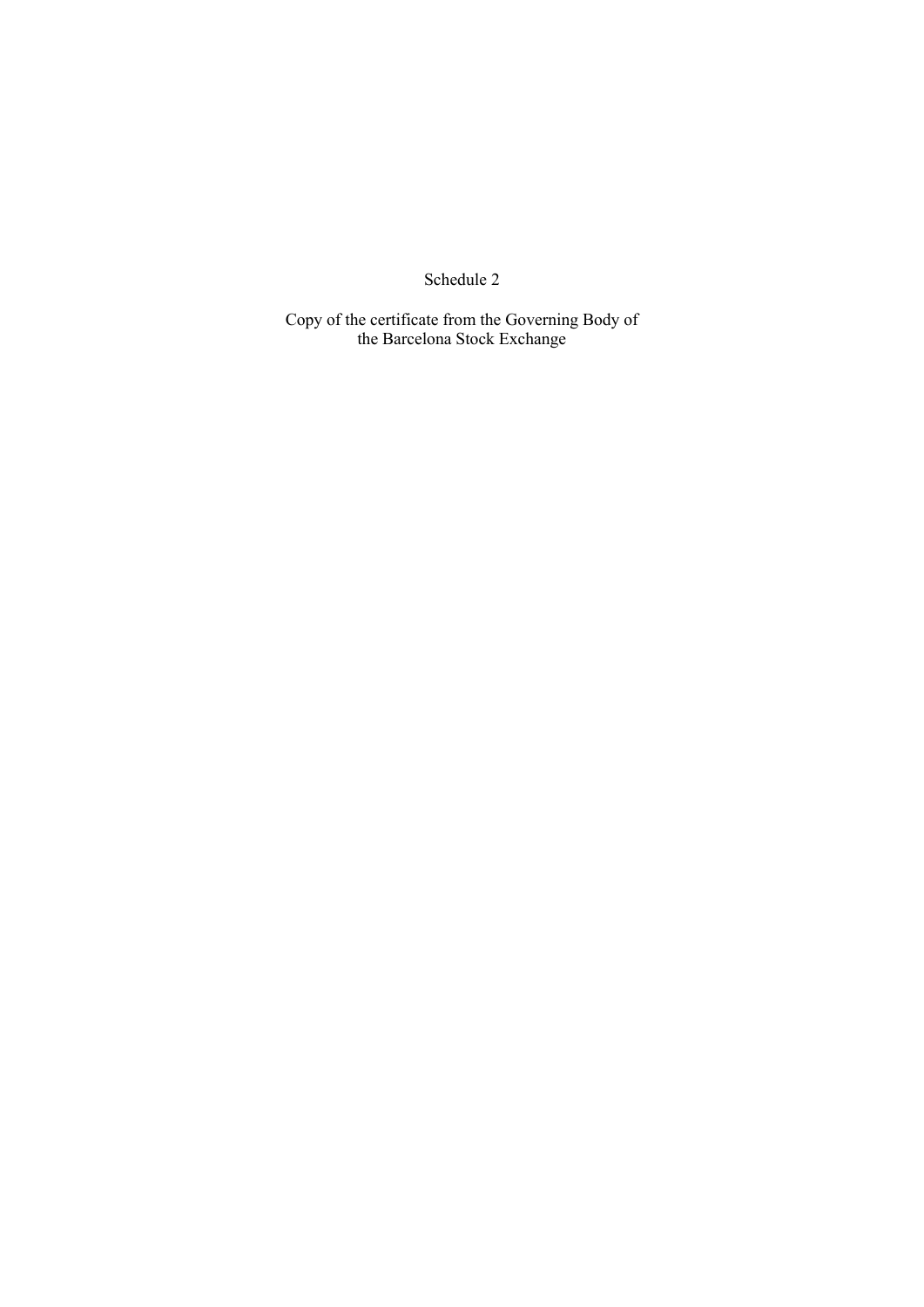# Schedule 2

Copy of the certificate from the Governing Body of the Barcelona Stock Exchange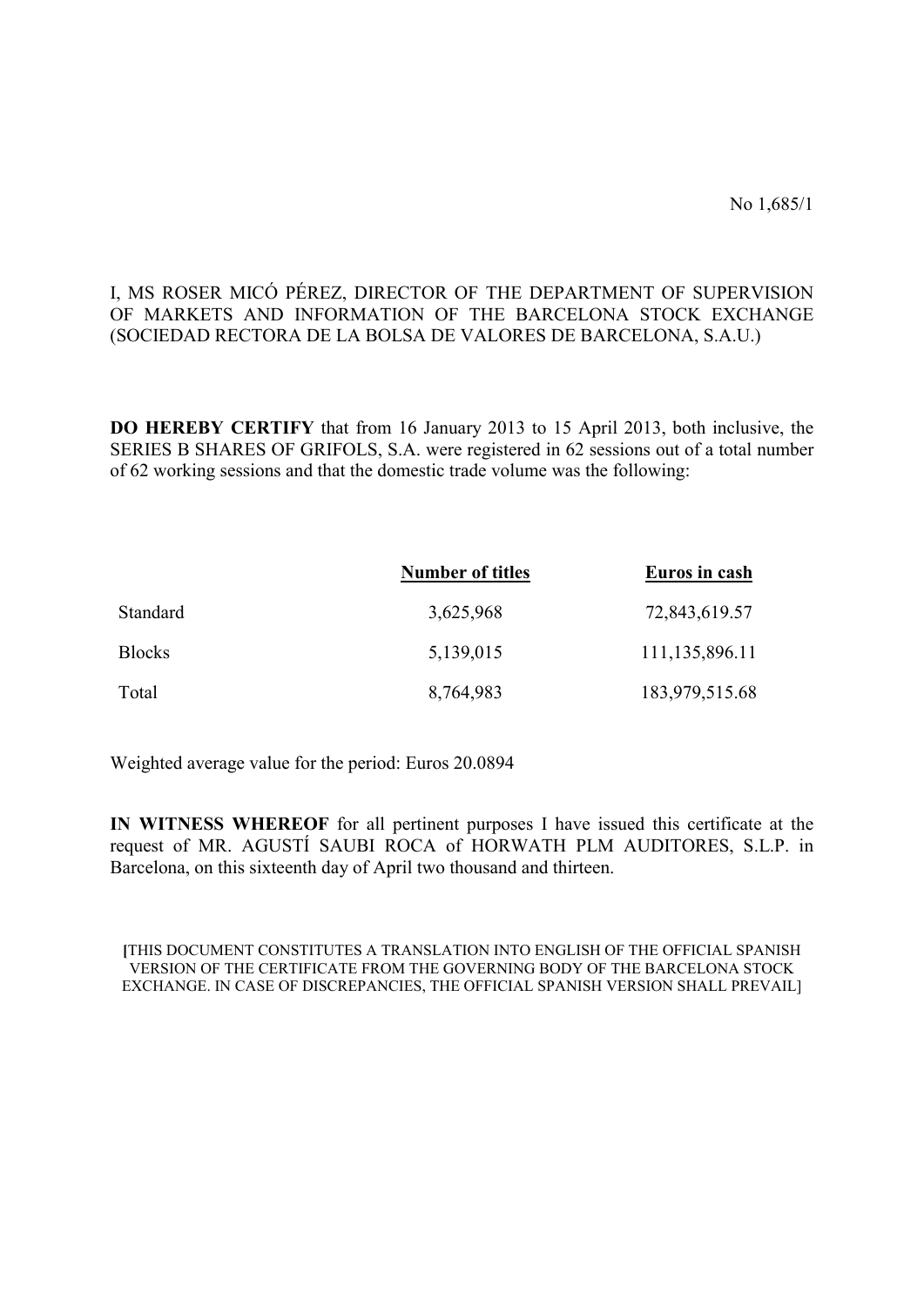No 1,685/1

I, MS ROSER MICÓ PÉREZ, DIRECTOR OF THE DEPARTMENT OF SUPERVISION OF MARKETS AND INFORMATION OF THE BARCELONA STOCK EXCHANGE (SOCIEDAD RECTORA DE LA BOLSA DE VALORES DE BARCELONA, S.A.U.)

**DO HEREBY CERTIFY** that from 16 January 2013 to 15 April 2013, both inclusive, the SERIES B SHARES OF GRIFOLS, S.A. were registered in 62 sessions out of a total number of 62 working sessions and that the domestic trade volume was the following:

| | Number of titles | Euros in cash |
|---|---|---|
| Standard | 3,625,968 | 72,843,619.57 |
| Blocks | 5,139,015 | 111,135,896.11 |
| Total | 8,764,983 | 183,979,515.68 |

Weighted average value for the period: Euros 20.0894

**IN WITNESS WHEREOF** for all pertinent purposes I have issued this certificate at the request of MR. AGUSTÍ SAUBI ROCA of HORWATH PLM AUDITORES, S.L.P. in Barcelona, on this sixteenth day of April two thousand and thirteen.

[THIS DOCUMENT CONSTITUTES A TRANSLATION INTO ENGLISH OF THE OFFICIAL SPANISH VERSION OF THE CERTIFICATE FROM THE GOVERNING BODY OF THE BARCELONA STOCK EXCHANGE. IN CASE OF DISCREPANCIES, THE OFFICIAL SPANISH VERSION SHALL PREVAIL]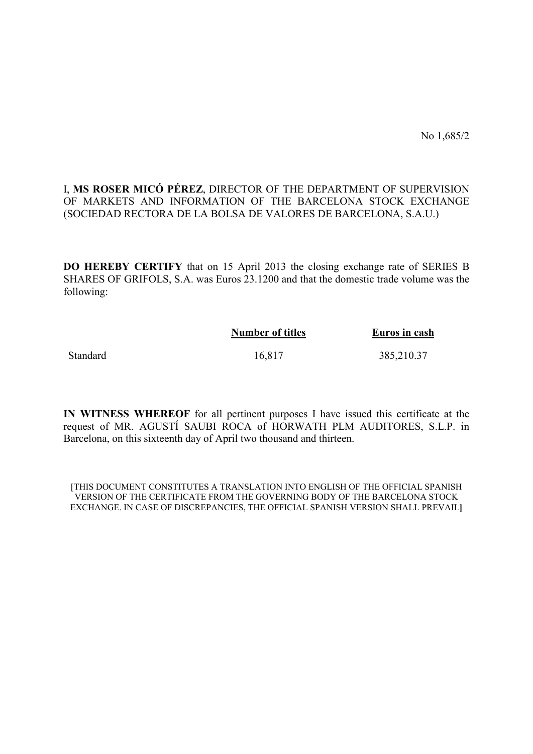No 1,685/2

I, **MS ROSER MICÓ PÉREZ**, DIRECTOR OF THE DEPARTMENT OF SUPERVISION OF MARKETS AND INFORMATION OF THE BARCELONA STOCK EXCHANGE (SOCIEDAD RECTORA DE LA BOLSA DE VALORES DE BARCELONA, S.A.U.)

**DO HEREBY CERTIFY** that on 15 April 2013 the closing exchange rate of SERIES B SHARES OF GRIFOLS, S.A. was Euros 23.1200 and that the domestic trade volume was the following:

| | Number of titles | Euros in cash |
|---|---|---|
| Standard | 16,817 | 385,210.37 |

**IN WITNESS WHEREOF** for all pertinent purposes I have issued this certificate at the request of MR. AGUSTÍ SAUBI ROCA of HORWATH PLM AUDITORES, S.L.P. in Barcelona, on this sixteenth day of April two thousand and thirteen.

[THIS DOCUMENT CONSTITUTES A TRANSLATION INTO ENGLISH OF THE OFFICIAL SPANISH VERSION OF THE CERTIFICATE FROM THE GOVERNING BODY OF THE BARCELONA STOCK EXCHANGE. IN CASE OF DISCREPANCIES, THE OFFICIAL SPANISH VERSION SHALL PREVAIL]